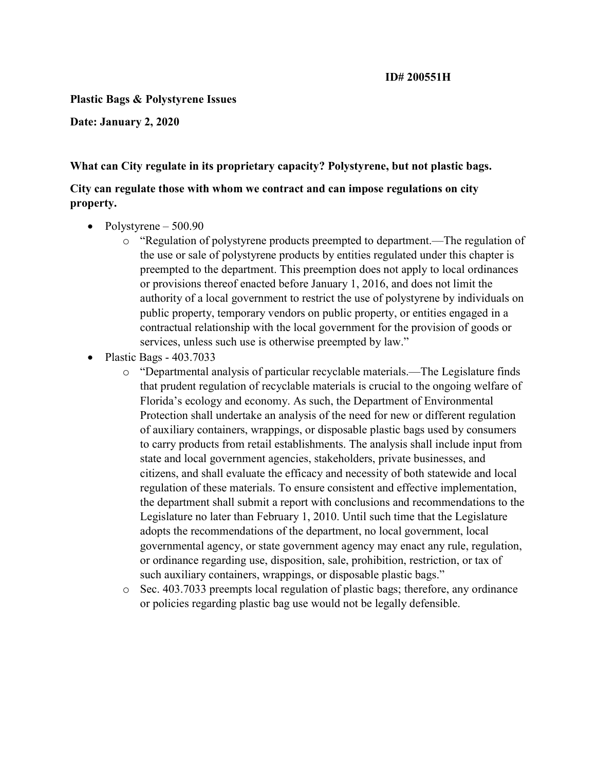**ID# 200551H**

**Plastic Bags & Polystyrene Issues**

**Date: January 2, 2020**

**What can City regulate in its proprietary capacity? Polystyrene, but not plastic bags.**

**City can regulate those with whom we contract and can impose regulations on city property.**

- Polystyrene – 500.90
  - "Regulation of polystyrene products preempted to department.—The regulation of the use or sale of polystyrene products by entities regulated under this chapter is preempted to the department. This preemption does not apply to local ordinances or provisions thereof enacted before January 1, 2016, and does not limit the authority of a local government to restrict the use of polystyrene by individuals on public property, temporary vendors on public property, or entities engaged in a contractual relationship with the local government for the provision of goods or services, unless such use is otherwise preempted by law."
- Plastic Bags - 403.7033
  - "Departmental analysis of particular recyclable materials.—The Legislature finds that prudent regulation of recyclable materials is crucial to the ongoing welfare of Florida's ecology and economy. As such, the Department of Environmental Protection shall undertake an analysis of the need for new or different regulation of auxiliary containers, wrappings, or disposable plastic bags used by consumers to carry products from retail establishments. The analysis shall include input from state and local government agencies, stakeholders, private businesses, and citizens, and shall evaluate the efficacy and necessity of both statewide and local regulation of these materials. To ensure consistent and effective implementation, the department shall submit a report with conclusions and recommendations to the Legislature no later than February 1, 2010. Until such time that the Legislature adopts the recommendations of the department, no local government, local governmental agency, or state government agency may enact any rule, regulation, or ordinance regarding use, disposition, sale, prohibition, restriction, or tax of such auxiliary containers, wrappings, or disposable plastic bags."
  - Sec. 403.7033 preempts local regulation of plastic bags; therefore, any ordinance or policies regarding plastic bag use would not be legally defensible.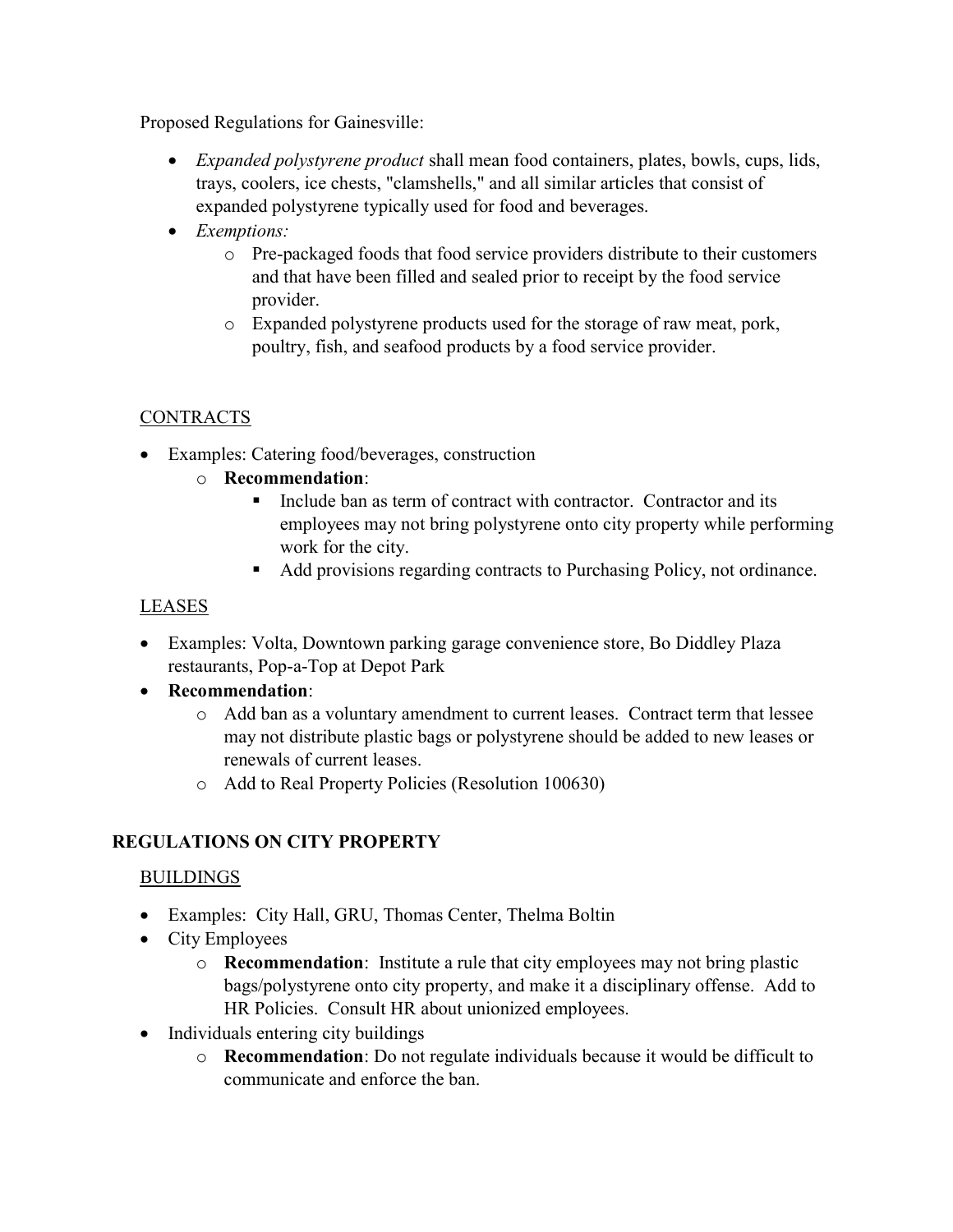Proposed Regulations for Gainesville:

- *Expanded polystyrene product* shall mean food containers, plates, bowls, cups, lids, trays, coolers, ice chests, "clamshells," and all similar articles that consist of expanded polystyrene typically used for food and beverages.
- *Exemptions:*
  - Pre-packaged foods that food service providers distribute to their customers and that have been filled and sealed prior to receipt by the food service provider.
  - Expanded polystyrene products used for the storage of raw meat, pork, poultry, fish, and seafood products by a food service provider.

<u>CONTRACTS</u>

- Examples: Catering food/beverages, construction
  - **Recommendation**:
    - Include ban as term of contract with contractor. Contractor and its employees may not bring polystyrene onto city property while performing work for the city.
    - Add provisions regarding contracts to Purchasing Policy, not ordinance.

<u>LEASES</u>

- Examples: Volta, Downtown parking garage convenience store, Bo Diddley Plaza restaurants, Pop-a-Top at Depot Park
- **Recommendation**:
  - Add ban as a voluntary amendment to current leases. Contract term that lessee may not distribute plastic bags or polystyrene should be added to new leases or renewals of current leases.
  - Add to Real Property Policies (Resolution 100630)

## REGULATIONS ON CITY PROPERTY

<u>BUILDINGS</u>

- Examples: City Hall, GRU, Thomas Center, Thelma Boltin
- City Employees
  - **Recommendation**: Institute a rule that city employees may not bring plastic bags/polystyrene onto city property, and make it a disciplinary offense. Add to HR Policies. Consult HR about unionized employees.
- Individuals entering city buildings
  - **Recommendation**: Do not regulate individuals because it would be difficult to communicate and enforce the ban.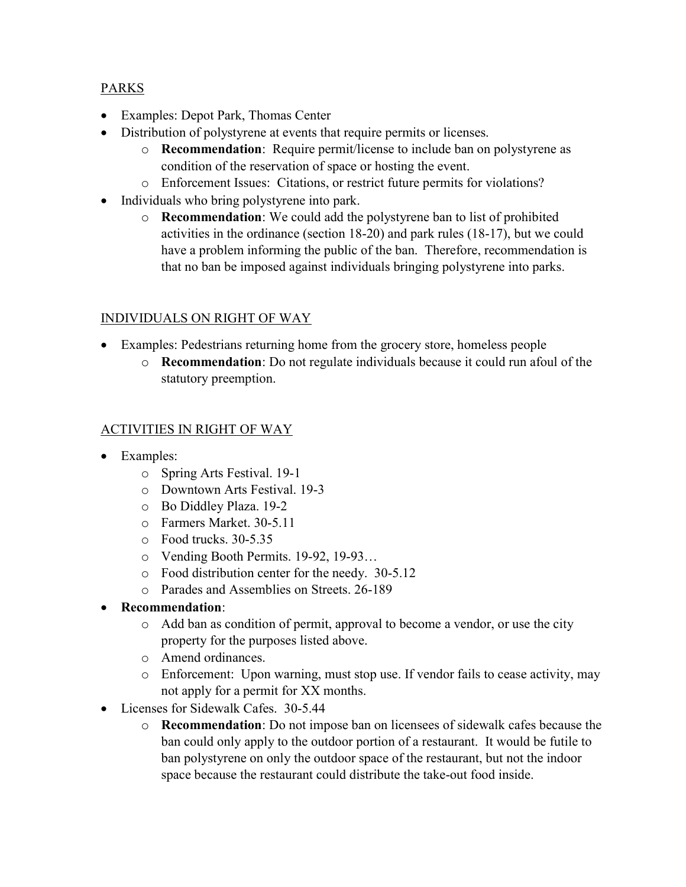## PARKS

- Examples: Depot Park, Thomas Center
- Distribution of polystyrene at events that require permits or licenses.
    - **Recommendation**: Require permit/license to include ban on polystyrene as condition of the reservation of space or hosting the event.
    - Enforcement Issues: Citations, or restrict future permits for violations?
- Individuals who bring polystyrene into park.
    - **Recommendation**: We could add the polystyrene ban to list of prohibited activities in the ordinance (section 18-20) and park rules (18-17), but we could have a problem informing the public of the ban. Therefore, recommendation is that no ban be imposed against individuals bringing polystyrene into parks.

## INDIVIDUALS ON RIGHT OF WAY

- Examples: Pedestrians returning home from the grocery store, homeless people
    - **Recommendation**: Do not regulate individuals because it could run afoul of the statutory preemption.

## ACTIVITIES IN RIGHT OF WAY

- Examples:
    - Spring Arts Festival. 19-1
    - Downtown Arts Festival. 19-3
    - Bo Diddley Plaza. 19-2
    - Farmers Market. 30-5.11
    - Food trucks. 30-5.35
    - Vending Booth Permits. 19-92, 19-93…
    - Food distribution center for the needy. 30-5.12
    - Parades and Assemblies on Streets. 26-189
- **Recommendation**:
    - Add ban as condition of permit, approval to become a vendor, or use the city property for the purposes listed above.
    - Amend ordinances.
    - Enforcement: Upon warning, must stop use. If vendor fails to cease activity, may not apply for a permit for XX months.
- Licenses for Sidewalk Cafes. 30-5.44
    - **Recommendation**: Do not impose ban on licensees of sidewalk cafes because the ban could only apply to the outdoor portion of a restaurant. It would be futile to ban polystyrene on only the outdoor space of the restaurant, but not the indoor space because the restaurant could distribute the take-out food inside.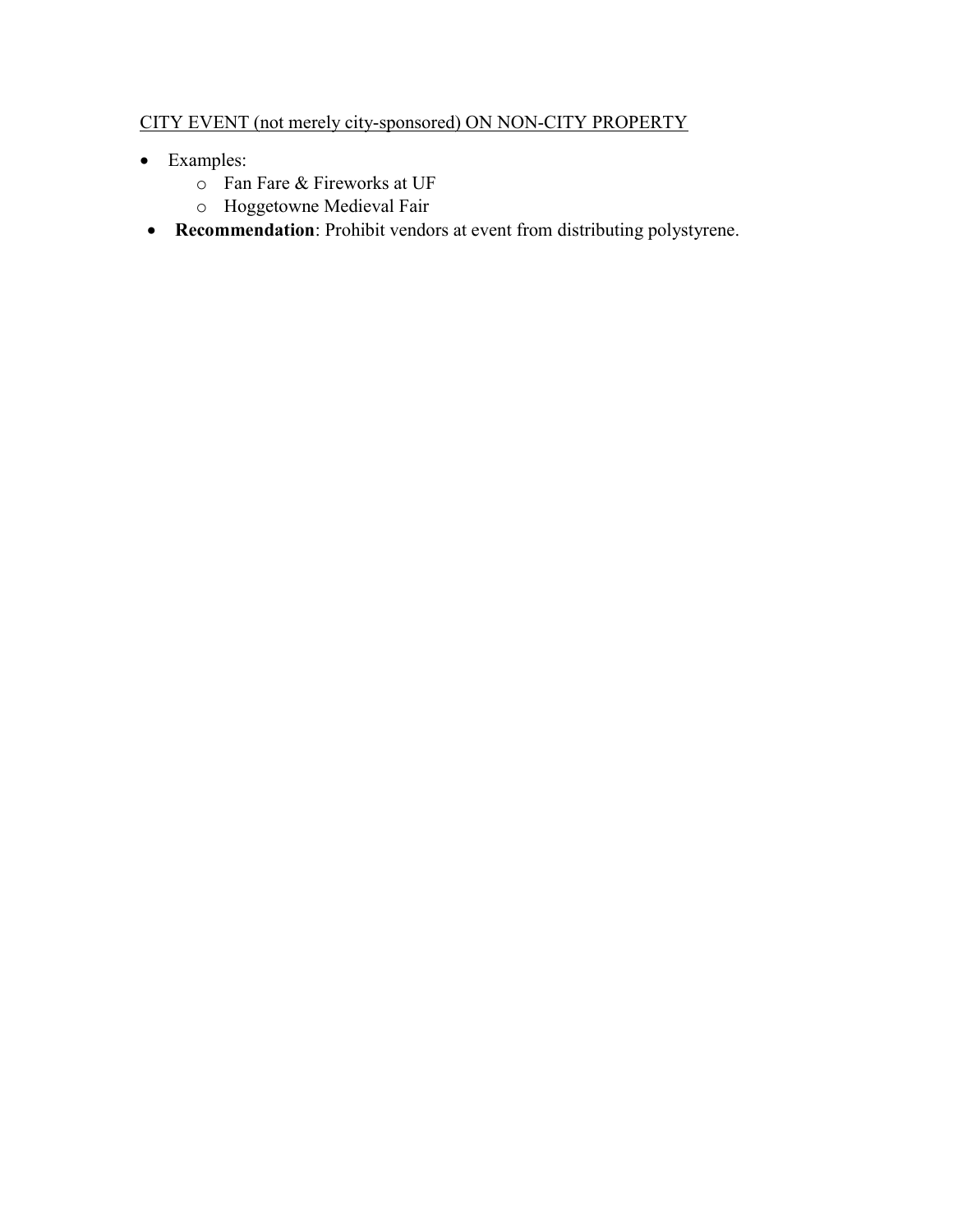<u>CITY EVENT (not merely city-sponsored) ON NON-CITY PROPERTY</u>

- Examples:
  - Fan Fare & Fireworks at UF
  - Hoggetowne Medieval Fair
- **Recommendation**: Prohibit vendors at event from distributing polystyrene.